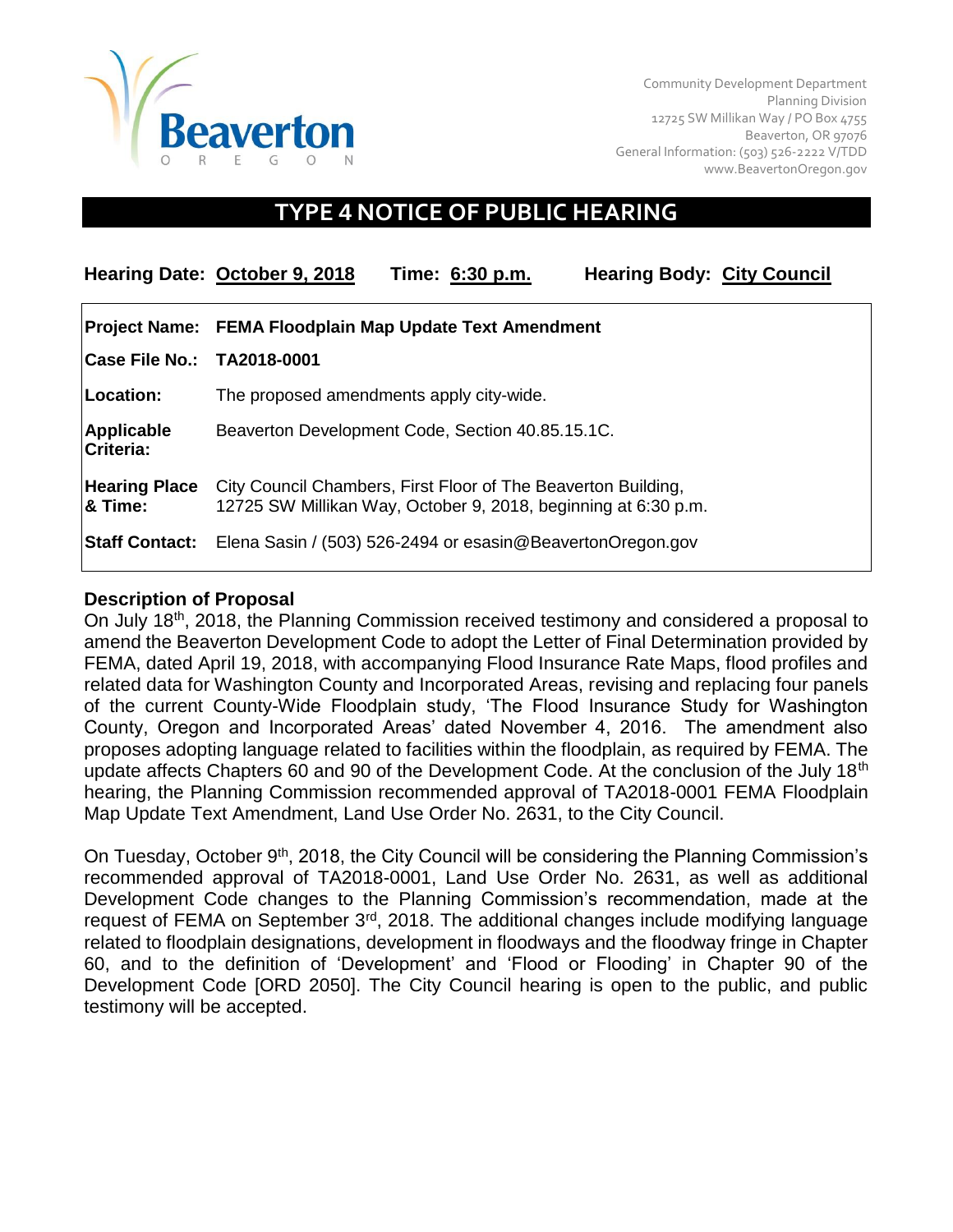Beaverton
OREGON

Community Development Department
Planning Division
12725 SW Millikan Way / PO Box 4755
Beaverton, OR 97076
General Information: (503) 526-2222 V/TDD
www.BeavertonOregon.gov

# TYPE 4 NOTICE OF PUBLIC HEARING

**Hearing Date:** **October 9, 2018** **Time:** **6:30 p.m.** **Hearing Body:** **City Council**

| | |
|---|---|
| **Project Name:** | **FEMA Floodplain Map Update Text Amendment** |
| **Case File No.:** | **TA2018-0001** |
| **Location:** | The proposed amendments apply city-wide. |
| **Applicable Criteria:** | Beaverton Development Code, Section 40.85.15.1C. |
| **Hearing Place & Time:** | City Council Chambers, First Floor of The Beaverton Building, 12725 SW Millikan Way, October 9, 2018, beginning at 6:30 p.m. |
| **Staff Contact:** | Elena Sasin / (503) 526-2494 or esasin@BeavertonOregon.gov |

## Description of Proposal

On July 18th, 2018, the Planning Commission received testimony and considered a proposal to amend the Beaverton Development Code to adopt the Letter of Final Determination provided by FEMA, dated April 19, 2018, with accompanying Flood Insurance Rate Maps, flood profiles and related data for Washington County and Incorporated Areas, revising and replacing four panels of the current County-Wide Floodplain study, 'The Flood Insurance Study for Washington County, Oregon and Incorporated Areas' dated November 4, 2016. The amendment also proposes adopting language related to facilities within the floodplain, as required by FEMA. The update affects Chapters 60 and 90 of the Development Code. At the conclusion of the July 18th hearing, the Planning Commission recommended approval of TA2018-0001 FEMA Floodplain Map Update Text Amendment, Land Use Order No. 2631, to the City Council.

On Tuesday, October 9th, 2018, the City Council will be considering the Planning Commission's recommended approval of TA2018-0001, Land Use Order No. 2631, as well as additional Development Code changes to the Planning Commission's recommendation, made at the request of FEMA on September 3rd, 2018. The additional changes include modifying language related to floodplain designations, development in floodways and the floodway fringe in Chapter 60, and to the definition of 'Development' and 'Flood or Flooding' in Chapter 90 of the Development Code [ORD 2050]. The City Council hearing is open to the public, and public testimony will be accepted.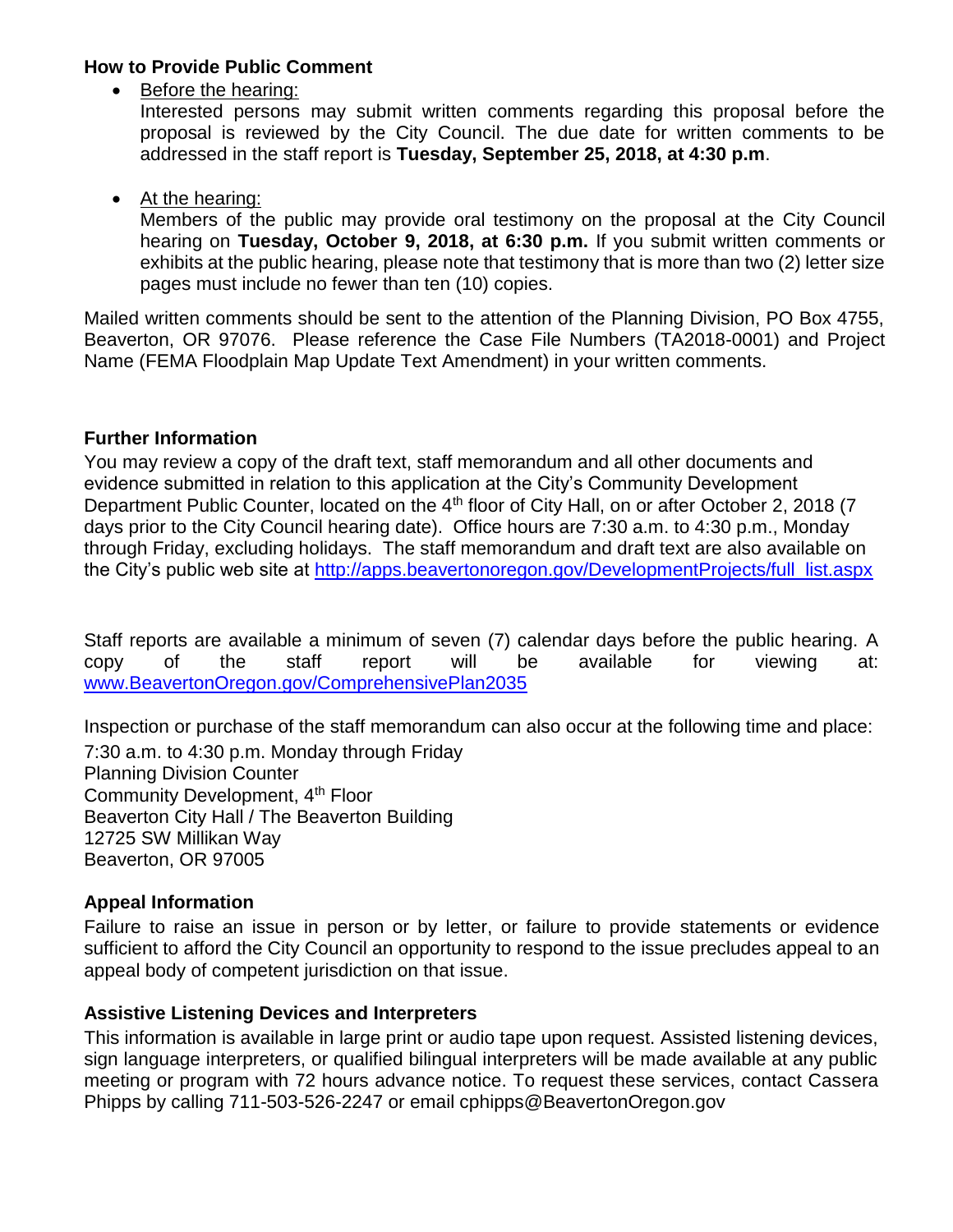**How to Provide Public Comment**

- Before the hearing:
  Interested persons may submit written comments regarding this proposal before the proposal is reviewed by the City Council. The due date for written comments to be addressed in the staff report is **Tuesday, September 25, 2018, at 4:30 p.m**.

- At the hearing:
  Members of the public may provide oral testimony on the proposal at the City Council hearing on **Tuesday, October 9, 2018, at 6:30 p.m.** If you submit written comments or exhibits at the public hearing, please note that testimony that is more than two (2) letter size pages must include no fewer than ten (10) copies.

Mailed written comments should be sent to the attention of the Planning Division, PO Box 4755, Beaverton, OR 97076. Please reference the Case File Numbers (TA2018-0001) and Project Name (FEMA Floodplain Map Update Text Amendment) in your written comments.

**Further Information**

You may review a copy of the draft text, staff memorandum and all other documents and evidence submitted in relation to this application at the City's Community Development Department Public Counter, located on the 4th floor of City Hall, on or after October 2, 2018 (7 days prior to the City Council hearing date). Office hours are 7:30 a.m. to 4:30 p.m., Monday through Friday, excluding holidays. The staff memorandum and draft text are also available on the City's public web site at http://apps.beavertonoregon.gov/DevelopmentProjects/full_list.aspx

Staff reports are available a minimum of seven (7) calendar days before the public hearing. A copy of the staff report will be available for viewing at: www.BeavertonOregon.gov/ComprehensivePlan2035

Inspection or purchase of the staff memorandum can also occur at the following time and place:

7:30 a.m. to 4:30 p.m. Monday through Friday
Planning Division Counter
Community Development, 4th Floor
Beaverton City Hall / The Beaverton Building
12725 SW Millikan Way
Beaverton, OR 97005

**Appeal Information**

Failure to raise an issue in person or by letter, or failure to provide statements or evidence sufficient to afford the City Council an opportunity to respond to the issue precludes appeal to an appeal body of competent jurisdiction on that issue.

**Assistive Listening Devices and Interpreters**

This information is available in large print or audio tape upon request. Assisted listening devices, sign language interpreters, or qualified bilingual interpreters will be made available at any public meeting or program with 72 hours advance notice. To request these services, contact Cassera Phipps by calling 711-503-526-2247 or email cphipps@BeavertonOregon.gov